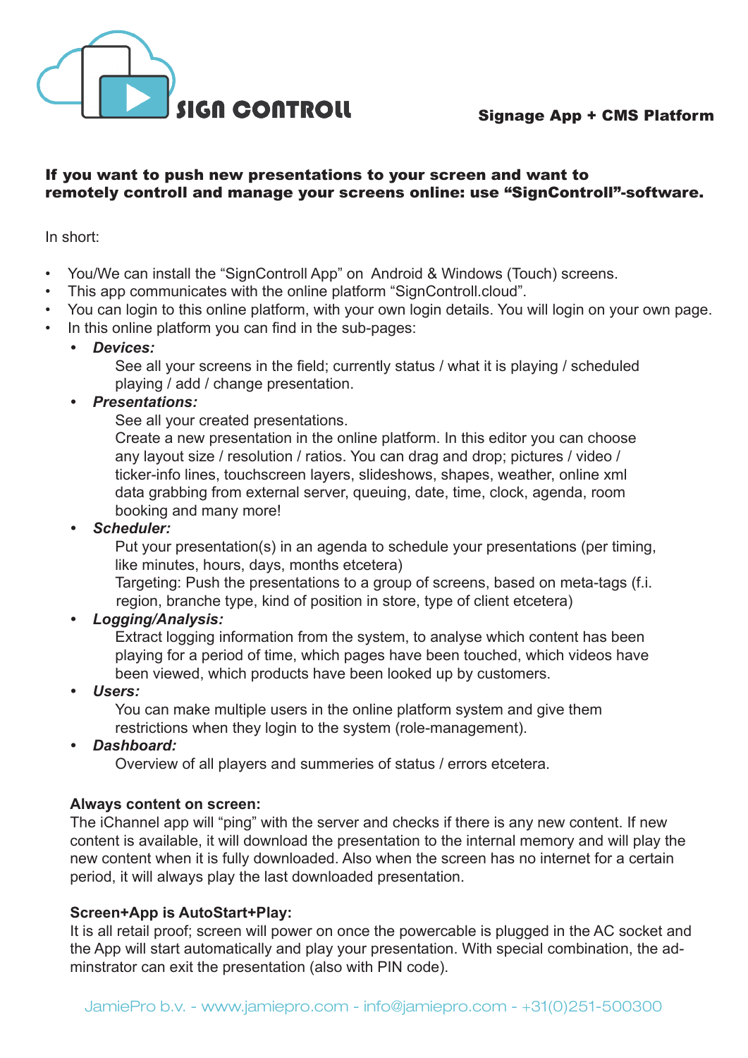# SIGN CONTROLL

**Signage App + CMS Platform**

**If you want to push new presentations to your screen and want to remotely controll and manage your screens online: use "SignControll"-software.**

In short:

- You/We can install the "SignControll App" on Android & Windows (Touch) screens.
- This app communicates with the online platform "SignControll.cloud".
- You can login to this online platform, with your own login details. You will login on your own page.
- In this online platform you can find in the sub-pages:
  - ***Devices:***
    See all your screens in the field; currently status / what it is playing / scheduled playing / add / change presentation.
  - ***Presentations:***
    See all your created presentations.
    Create a new presentation in the online platform. In this editor you can choose any layout size / resolution / ratios. You can drag and drop; pictures / video / ticker-info lines, touchscreen layers, slideshows, shapes, weather, online xml data grabbing from external server, queuing, date, time, clock, agenda, room booking and many more!
  - ***Scheduler:***
    Put your presentation(s) in an agenda to schedule your presentations (per timing, like minutes, hours, days, months etcetera)
    Targeting: Push the presentations to a group of screens, based on meta-tags (f.i. region, branche type, kind of position in store, type of client etcetera)
  - ***Logging/Analysis:***
    Extract logging information from the system, to analyse which content has been playing for a period of time, which pages have been touched, which videos have been viewed, which products have been looked up by customers.
  - ***Users:***
    You can make multiple users in the online platform system and give them restrictions when they login to the system (role-management).
  - ***Dashboard:***
    Overview of all players and summeries of status / errors etcetera.

**Always content on screen:**
The iChannel app will "ping" with the server and checks if there is any new content. If new content is available, it will download the presentation to the internal memory and will play the new content when it is fully downloaded. Also when the screen has no internet for a certain period, it will always play the last downloaded presentation.

**Screen+App is AutoStart+Play:**
It is all retail proof; screen will power on once the powercable is plugged in the AC socket and the App will start automatically and play your presentation. With special combination, the adminstrator can exit the presentation (also with PIN code).

JamiePro b.v. - www.jamiepro.com - info@jamiepro.com - +31(0)251-500300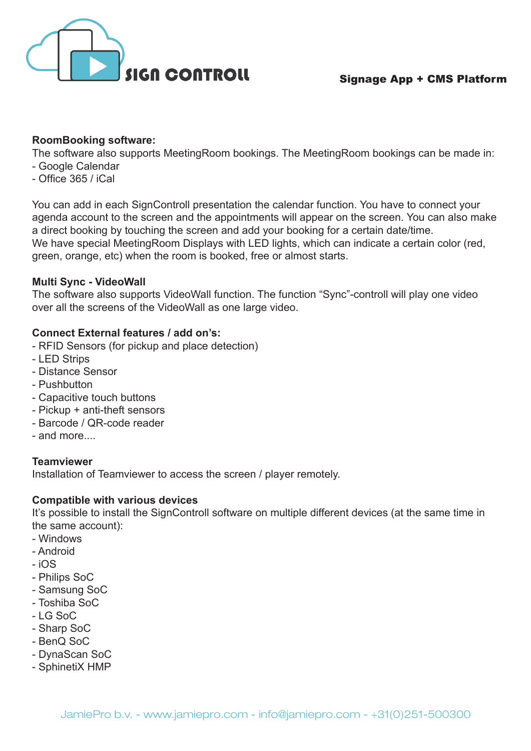**RoomBooking software:**

The software also supports MeetingRoom bookings. The MeetingRoom bookings can be made in:

- Google Calendar
- Office 365 / iCal

You can add in each SignControll presentation the calendar function. You have to connect your agenda account to the screen and the appointments will appear on the screen. You can also make a direct booking by touching the screen and add your booking for a certain date/time.
We have special MeetingRoom Displays with LED lights, which can indicate a certain color (red, green, orange, etc) when the room is booked, free or almost starts.

**Multi Sync - VideoWall**

The software also supports VideoWall function. The function “Sync”-controll will play one video over all the screens of the VideoWall as one large video.

**Connect External features / add on’s:**

- RFID Sensors (for pickup and place detection)
- LED Strips
- Distance Sensor
- Pushbutton
- Capacitive touch buttons
- Pickup + anti-theft sensors
- Barcode / QR-code reader
- and more....

**Teamviewer**

Installation of Teamviewer to access the screen / player remotely.

**Compatible with various devices**

It’s possible to install the SignControll software on multiple different devices (at the same time in the same account):

- Windows
- Android
- iOS
- Philips SoC
- Samsung SoC
- Toshiba SoC
- LG SoC
- Sharp SoC
- BenQ SoC
- DynaScan SoC
- SphinetiX HMP